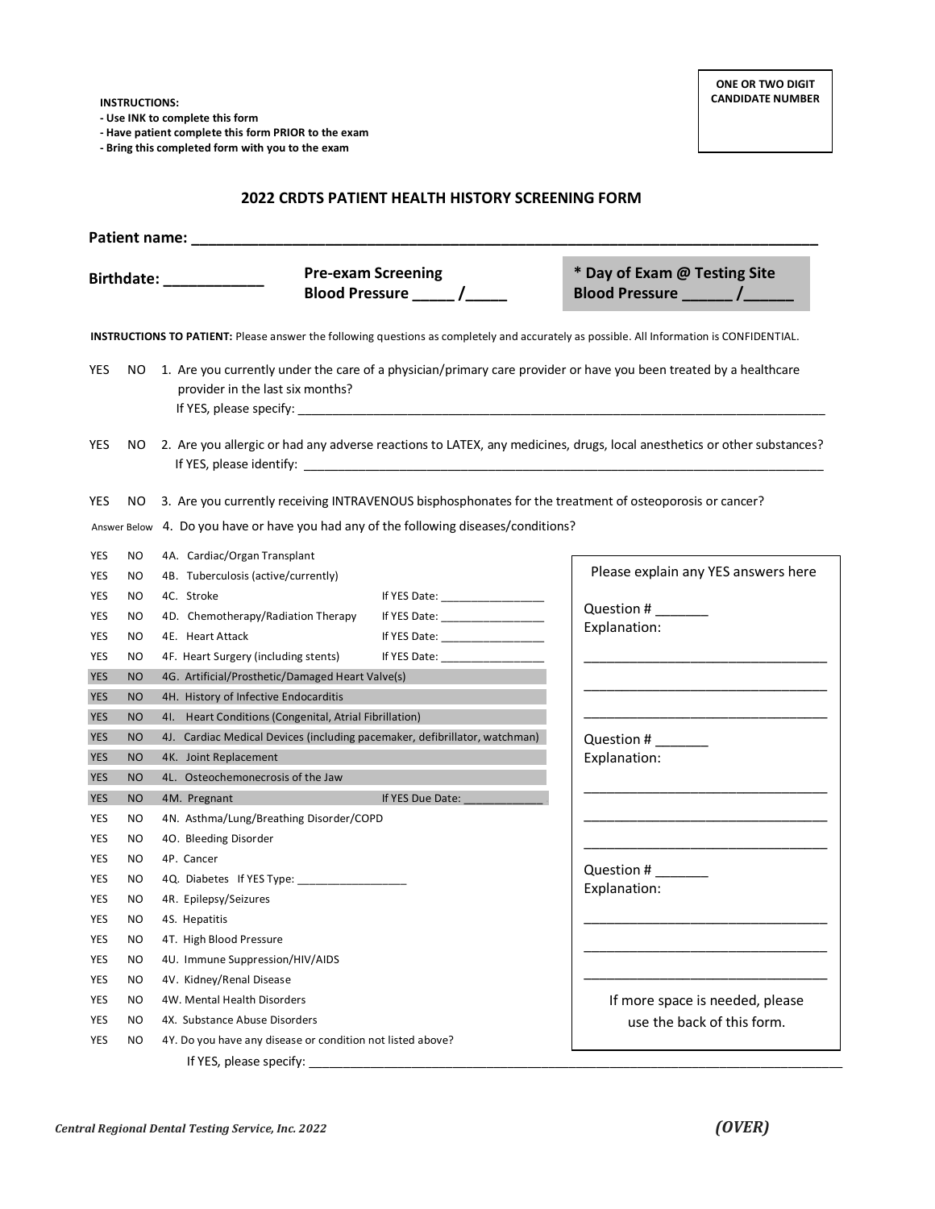**INSTRUCTIONS:**
**- Use INK to complete this form**
**- Have patient complete this form PRIOR to the exam**
**- Bring this completed form with you to the exam**

| ONE OR TWO DIGIT CANDIDATE NUMBER |
|---|
| |

## 2022 CRDTS PATIENT HEALTH HISTORY SCREENING FORM

**Patient name:** ___________________________________________________________________________

**Birthdate:** ___________ **Pre-exam Screening Blood Pressure** _____ /_____ **\* Day of Exam @ Testing Site Blood Pressure** ______ /______

**INSTRUCTIONS TO PATIENT:** Please answer the following questions as completely and accurately as possible. All Information is CONFIDENTIAL.

YES NO 1. Are you currently under the care of a physician/primary care provider or have you been treated by a healthcare provider in the last six months?
If YES, please specify: ___________________________________________________________________________

YES NO 2. Are you allergic or had any adverse reactions to LATEX, any medicines, drugs, local anesthetics or other substances?
If YES, please identify: ___________________________________________________________________________

YES NO 3. Are you currently receiving INTRAVENOUS bisphosphonates for the treatment of osteoporosis or cancer?

Answer Below 4. Do you have or have you had any of the following diseases/conditions?

| | | | |
|---|---|---|---|
| YES | NO | 4A. Cardiac/Organ Transplant | |
| YES | NO | 4B. Tuberculosis (active/currently) | |
| YES | NO | 4C. Stroke | If YES Date: ________________ |
| YES | NO | 4D. Chemotherapy/Radiation Therapy | If YES Date: ________________ |
| YES | NO | 4E. Heart Attack | If YES Date: ________________ |
| YES | NO | 4F. Heart Surgery (including stents) | If YES Date: ________________ |
| YES | NO | 4G. Artificial/Prosthetic/Damaged Heart Valve(s) | |
| YES | NO | 4H. History of Infective Endocarditis | |
| YES | NO | 4I. Heart Conditions (Congenital, Atrial Fibrillation) | |
| YES | NO | 4J. Cardiac Medical Devices (including pacemaker, defibrillator, watchman) | |
| YES | NO | 4K. Joint Replacement | |
| YES | NO | 4L. Osteochemonecrosis of the Jaw | |
| YES | NO | 4M. Pregnant | If YES Due Date: ____________ |
| YES | NO | 4N. Asthma/Lung/Breathing Disorder/COPD | |
| YES | NO | 4O. Bleeding Disorder | |
| YES | NO | 4P. Cancer | |
| YES | NO | 4Q. Diabetes If YES Type: _________________ | |
| YES | NO | 4R. Epilepsy/Seizures | |
| YES | NO | 4S. Hepatitis | |
| YES | NO | 4T. High Blood Pressure | |
| YES | NO | 4U. Immune Suppression/HIV/AIDS | |
| YES | NO | 4V. Kidney/Renal Disease | |
| YES | NO | 4W. Mental Health Disorders | |
| YES | NO | 4X. Substance Abuse Disorders | |
| YES | NO | 4Y. Do you have any disease or condition not listed above? | |

If YES, please specify: ___________________________________________________________________________

**Please explain any YES answers here**

Question # _______
Explanation:
_________________________________
_________________________________
_________________________________

Question # _______
Explanation:
_________________________________
_________________________________
_________________________________

Question # _______
Explanation:
_________________________________
_________________________________
_________________________________

If more space is needed, please use the back of this form.

*Central Regional Dental Testing Service, Inc. 2022*

***(OVER)***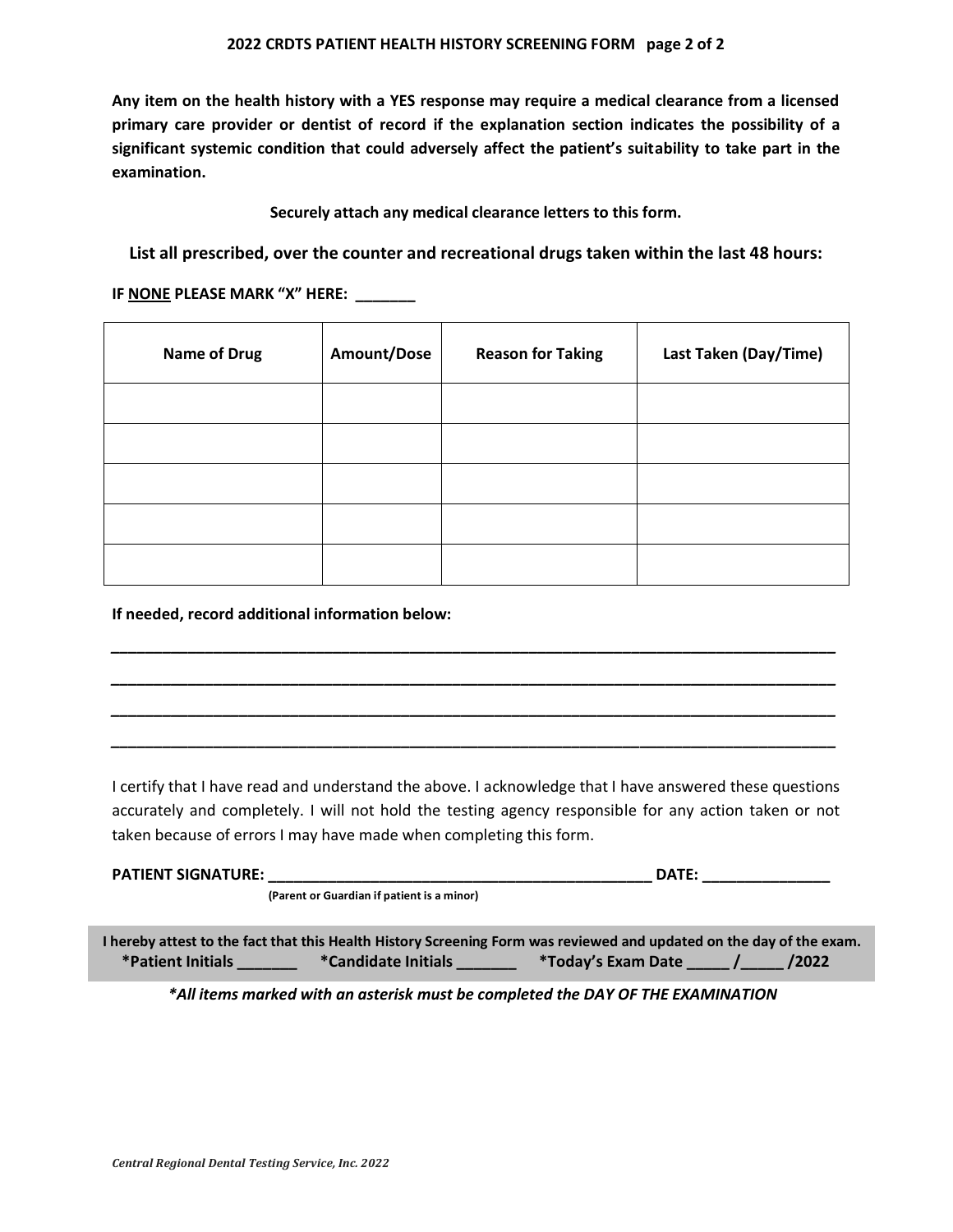**Any item on the health history with a YES response may require a medical clearance from a licensed primary care provider or dentist of record if the explanation section indicates the possibility of a significant systemic condition that could adversely affect the patient's suitability to take part in the examination.**

**Securely attach any medical clearance letters to this form.**

**List all prescribed, over the counter and recreational drugs taken within the last 48 hours:**

**IF NONE PLEASE MARK "X" HERE: _______**

| Name of Drug | Amount/Dose | Reason for Taking | Last Taken (Day/Time) |
|---|---|---|---|
| | | | |
| | | | |
| | | | |
| | | | |
| | | | |

**If needed, record additional information below:**

______________________________________________________________________________

______________________________________________________________________________

______________________________________________________________________________

______________________________________________________________________________

I certify that I have read and understand the above. I acknowledge that I have answered these questions accurately and completely. I will not hold the testing agency responsible for any action taken or not taken because of errors I may have made when completing this form.

**PATIENT SIGNATURE: ____________________________________________ DATE: _______________**
**(Parent or Guardian if patient is a minor)**

**I hereby attest to the fact that this Health History Screening Form was reviewed and updated on the day of the exam.**
**\*Patient Initials _______ \*Candidate Initials _______ \*Today's Exam Date _____ /_____ /2022**

***\*All items marked with an asterisk must be completed the DAY OF THE EXAMINATION***

*Central Regional Dental Testing Service, Inc. 2022*